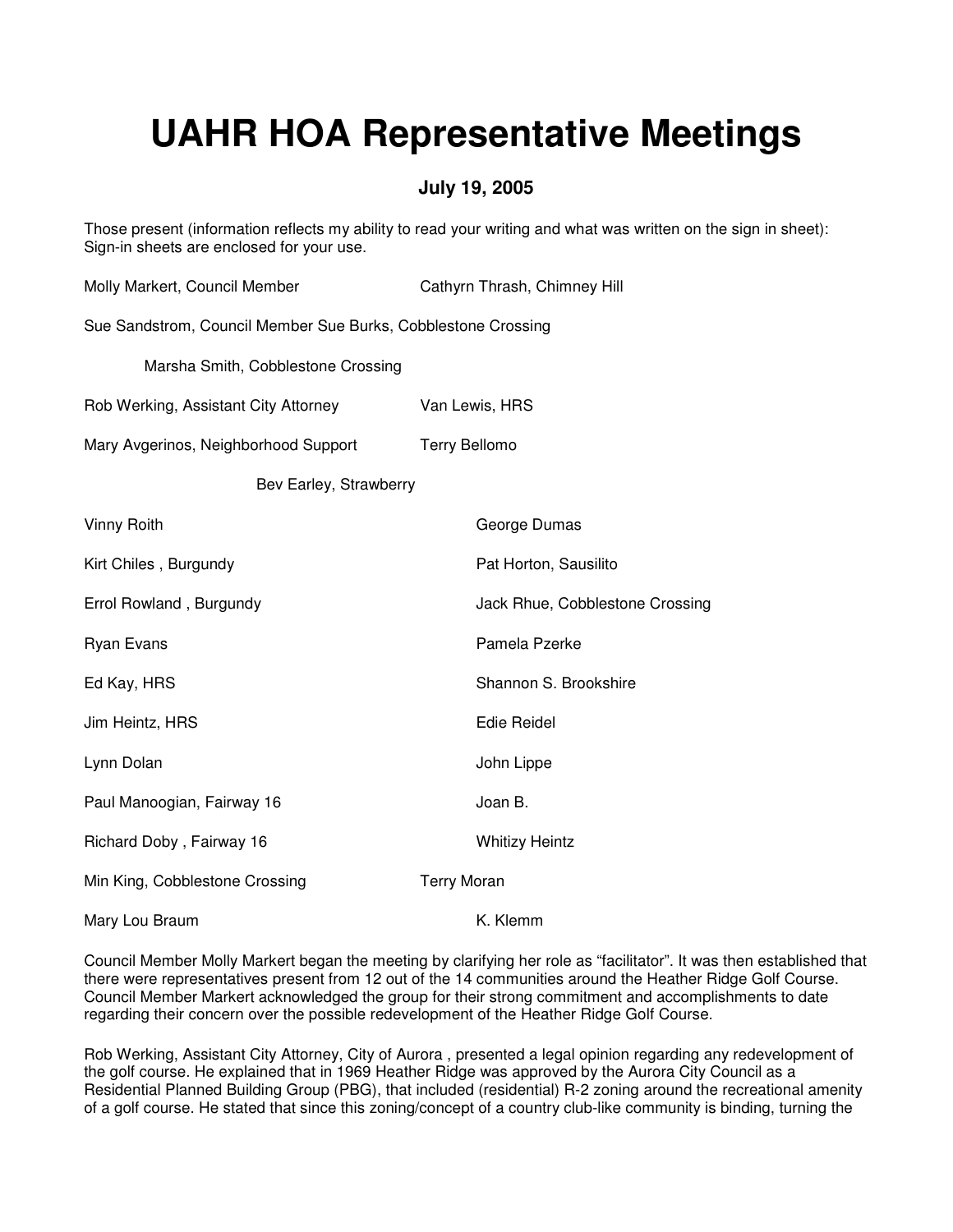# UAHR HOA Representative Meetings

**July 19, 2005**

Those present (information reflects my ability to read your writing and what was written on the sign in sheet): Sign-in sheets are enclosed for your use.

Molly Markert, Council Member

Cathyrn Thrash, Chimney Hill

Sue Sandstrom, Council Member

Sue Burks, Cobblestone Crossing

Marsha Smith, Cobblestone Crossing

Rob Werking, Assistant City Attorney

Van Lewis, HRS

Mary Avgerinos, Neighborhood Support

Terry Bellomo

Bev Earley, Strawberry

Vinny Roith

George Dumas

Kirt Chiles , Burgundy

Pat Horton, Sausilito

Errol Rowland , Burgundy

Jack Rhue, Cobblestone Crossing

Ryan Evans

Pamela Pzerke

Ed Kay, HRS

Shannon S. Brookshire

Jim Heintz, HRS

Edie Reidel

Lynn Dolan

John Lippe

Paul Manoogian, Fairway 16

Joan B.

Richard Doby , Fairway 16

Whitizy Heintz

Min King, Cobblestone Crossing

Terry Moran

Mary Lou Braum

K. Klemm

Council Member Molly Markert began the meeting by clarifying her role as "facilitator". It was then established that there were representatives present from 12 out of the 14 communities around the Heather Ridge Golf Course. Council Member Markert acknowledged the group for their strong commitment and accomplishments to date regarding their concern over the possible redevelopment of the Heather Ridge Golf Course.

Rob Werking, Assistant City Attorney, City of Aurora , presented a legal opinion regarding any redevelopment of the golf course. He explained that in 1969 Heather Ridge was approved by the Aurora City Council as a Residential Planned Building Group (PBG), that included (residential) R-2 zoning around the recreational amenity of a golf course. He stated that since this zoning/concept of a country club-like community is binding, turning the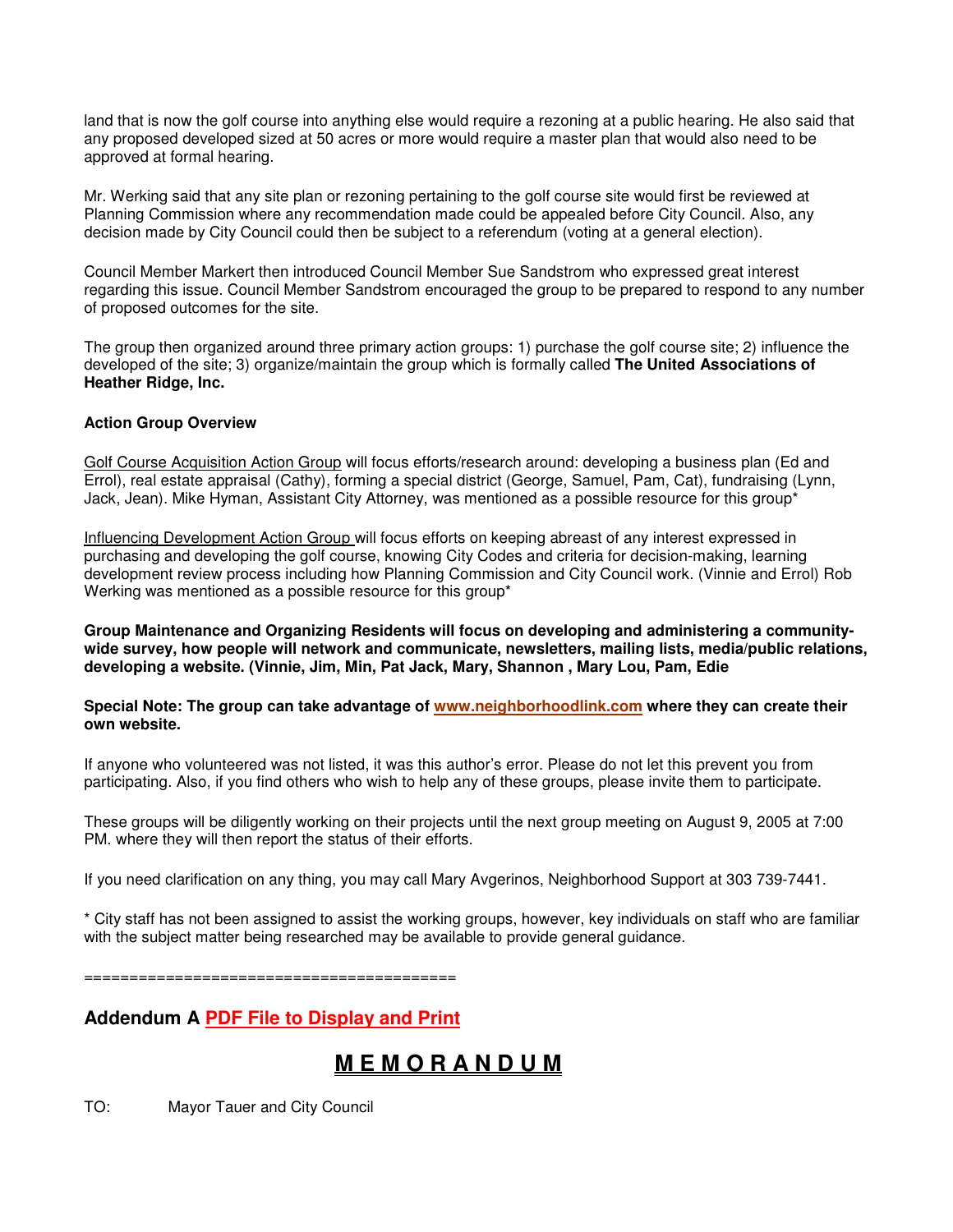land that is now the golf course into anything else would require a rezoning at a public hearing. He also said that any proposed developed sized at 50 acres or more would require a master plan that would also need to be approved at formal hearing.

Mr. Werking said that any site plan or rezoning pertaining to the golf course site would first be reviewed at Planning Commission where any recommendation made could be appealed before City Council. Also, any decision made by City Council could then be subject to a referendum (voting at a general election).

Council Member Markert then introduced Council Member Sue Sandstrom who expressed great interest regarding this issue. Council Member Sandstrom encouraged the group to be prepared to respond to any number of proposed outcomes for the site.

The group then organized around three primary action groups: 1) purchase the golf course site; 2) influence the developed of the site; 3) organize/maintain the group which is formally called **The United Associations of Heather Ridge, Inc.**

**Action Group Overview**

Golf Course Acquisition Action Group will focus efforts/research around: developing a business plan (Ed and Errol), real estate appraisal (Cathy), forming a special district (George, Samuel, Pam, Cat), fundraising (Lynn, Jack, Jean). Mike Hyman, Assistant City Attorney, was mentioned as a possible resource for this group*

Influencing Development Action Group will focus efforts on keeping abreast of any interest expressed in purchasing and developing the golf course, knowing City Codes and criteria for decision-making, learning development review process including how Planning Commission and City Council work. (Vinnie and Errol) Rob Werking was mentioned as a possible resource for this group*

**Group Maintenance and Organizing Residents will focus on developing and administering a community-wide survey, how people will network and communicate, newsletters, mailing lists, media/public relations, developing a website. (Vinnie, Jim, Min, Pat Jack, Mary, Shannon , Mary Lou, Pam, Edie**

**Special Note: The group can take advantage of www.neighborhoodlink.com where they can create their own website.**

If anyone who volunteered was not listed, it was this author's error. Please do not let this prevent you from participating. Also, if you find others who wish to help any of these groups, please invite them to participate.

These groups will be diligently working on their projects until the next group meeting on August 9, 2005 at 7:00 PM. where they will then report the status of their efforts.

If you need clarification on any thing, you may call Mary Avgerinos, Neighborhood Support at 303 739-7441.

\* City staff has not been assigned to assist the working groups, however, key individuals on staff who are familiar with the subject matter being researched may be available to provide general guidance.

========================================

## Addendum A PDF File to Display and Print

# M E M O R A N D U M

TO: Mayor Tauer and City Council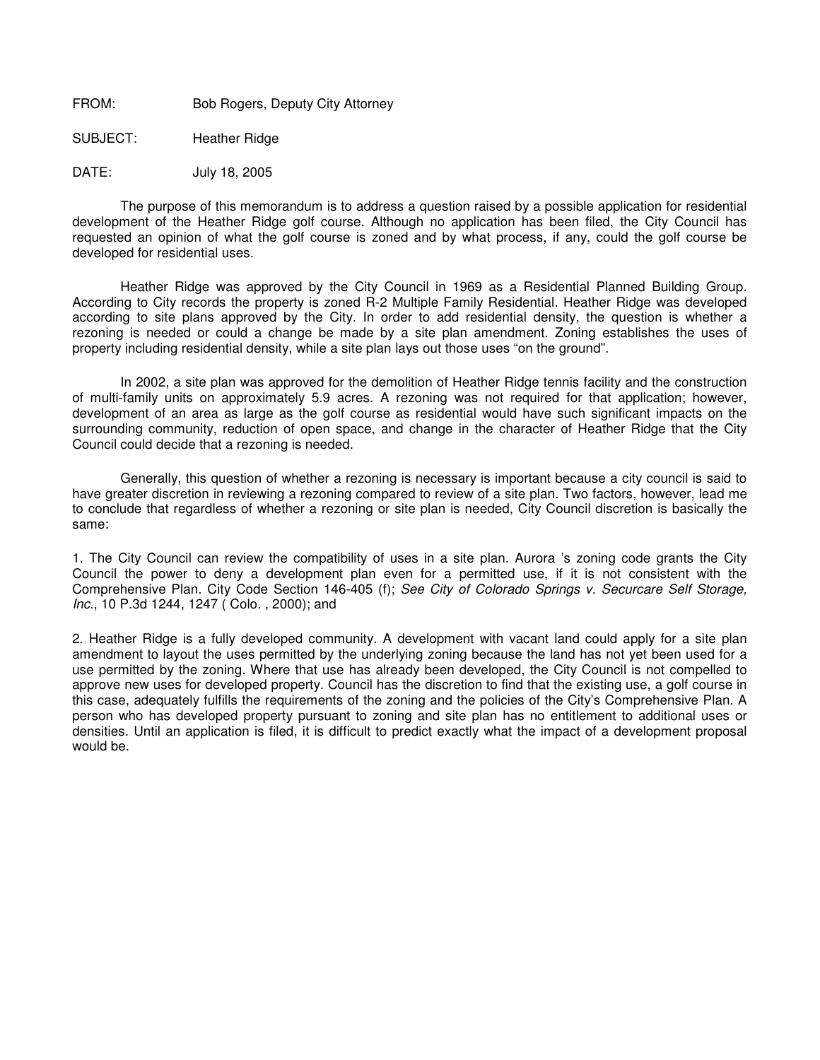FROM: Bob Rogers, Deputy City Attorney

SUBJECT: Heather Ridge

DATE: July 18, 2005

The purpose of this memorandum is to address a question raised by a possible application for residential development of the Heather Ridge golf course. Although no application has been filed, the City Council has requested an opinion of what the golf course is zoned and by what process, if any, could the golf course be developed for residential uses.

Heather Ridge was approved by the City Council in 1969 as a Residential Planned Building Group. According to City records the property is zoned R-2 Multiple Family Residential. Heather Ridge was developed according to site plans approved by the City. In order to add residential density, the question is whether a rezoning is needed or could a change be made by a site plan amendment. Zoning establishes the uses of property including residential density, while a site plan lays out those uses "on the ground".

In 2002, a site plan was approved for the demolition of Heather Ridge tennis facility and the construction of multi-family units on approximately 5.9 acres. A rezoning was not required for that application; however, development of an area as large as the golf course as residential would have such significant impacts on the surrounding community, reduction of open space, and change in the character of Heather Ridge that the City Council could decide that a rezoning is needed.

Generally, this question of whether a rezoning is necessary is important because a city council is said to have greater discretion in reviewing a rezoning compared to review of a site plan. Two factors, however, lead me to conclude that regardless of whether a rezoning or site plan is needed, City Council discretion is basically the same:

1. The City Council can review the compatibility of uses in a site plan. Aurora 's zoning code grants the City Council the power to deny a development plan even for a permitted use, if it is not consistent with the Comprehensive Plan. City Code Section 146-405 (f); *See City of Colorado Springs v. Securcare Self Storage, Inc.*, 10 P.3d 1244, 1247 ( Colo. , 2000); and

2. Heather Ridge is a fully developed community. A development with vacant land could apply for a site plan amendment to layout the uses permitted by the underlying zoning because the land has not yet been used for a use permitted by the zoning. Where that use has already been developed, the City Council is not compelled to approve new uses for developed property. Council has the discretion to find that the existing use, a golf course in this case, adequately fulfills the requirements of the zoning and the policies of the City's Comprehensive Plan. A person who has developed property pursuant to zoning and site plan has no entitlement to additional uses or densities. Until an application is filed, it is difficult to predict exactly what the impact of a development proposal would be.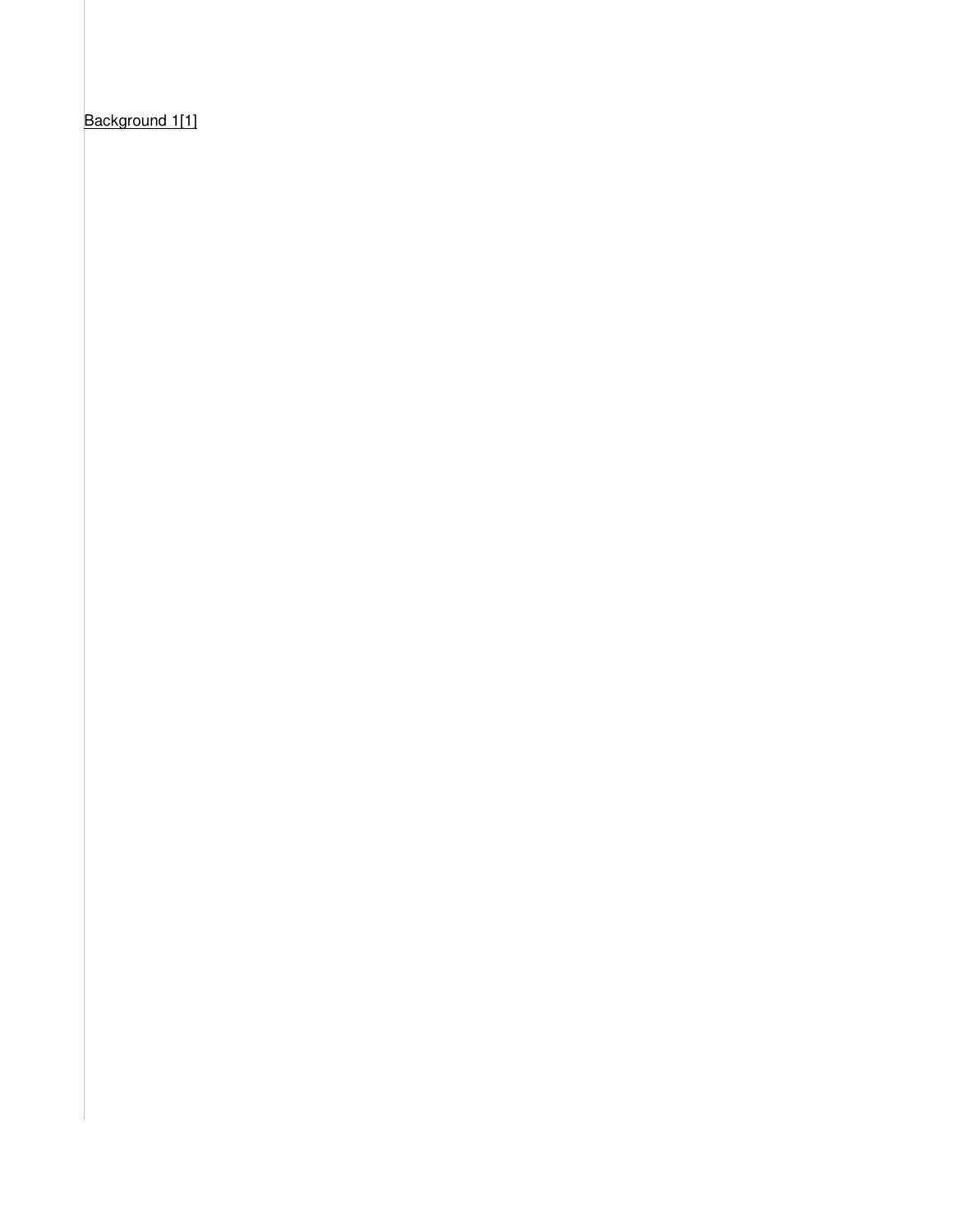Background 1[1]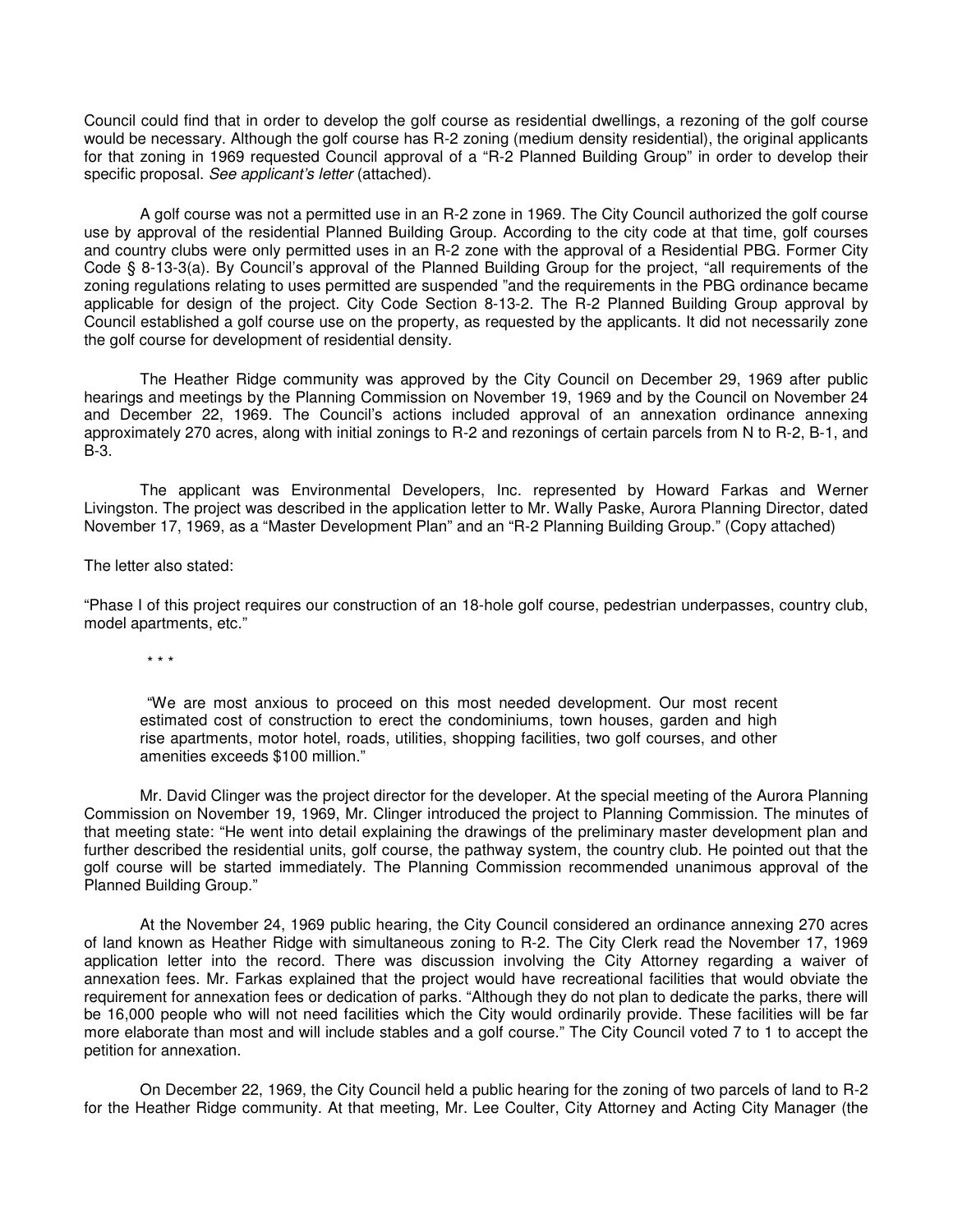Council could find that in order to develop the golf course as residential dwellings, a rezoning of the golf course would be necessary. Although the golf course has R-2 zoning (medium density residential), the original applicants for that zoning in 1969 requested Council approval of a "R-2 Planned Building Group" in order to develop their specific proposal. *See applicant's letter* (attached).

A golf course was not a permitted use in an R-2 zone in 1969. The City Council authorized the golf course use by approval of the residential Planned Building Group. According to the city code at that time, golf courses and country clubs were only permitted uses in an R-2 zone with the approval of a Residential PBG. Former City Code § 8-13-3(a). By Council's approval of the Planned Building Group for the project, "all requirements of the zoning regulations relating to uses permitted are suspended "and the requirements in the PBG ordinance became applicable for design of the project. City Code Section 8-13-2. The R-2 Planned Building Group approval by Council established a golf course use on the property, as requested by the applicants. It did not necessarily zone the golf course for development of residential density.

The Heather Ridge community was approved by the City Council on December 29, 1969 after public hearings and meetings by the Planning Commission on November 19, 1969 and by the Council on November 24 and December 22, 1969. The Council's actions included approval of an annexation ordinance annexing approximately 270 acres, along with initial zonings to R-2 and rezonings of certain parcels from N to R-2, B-1, and B-3.

The applicant was Environmental Developers, Inc. represented by Howard Farkas and Werner Livingston. The project was described in the application letter to Mr. Wally Paske, Aurora Planning Director, dated November 17, 1969, as a "Master Development Plan" and an "R-2 Planning Building Group." (Copy attached)

The letter also stated:

"Phase I of this project requires our construction of an 18-hole golf course, pedestrian underpasses, country club, model apartments, etc."

\* \* \*

> "We are most anxious to proceed on this most needed development. Our most recent estimated cost of construction to erect the condominiums, town houses, garden and high rise apartments, motor hotel, roads, utilities, shopping facilities, two golf courses, and other amenities exceeds $100 million."

Mr. David Clinger was the project director for the developer. At the special meeting of the Aurora Planning Commission on November 19, 1969, Mr. Clinger introduced the project to Planning Commission. The minutes of that meeting state: "He went into detail explaining the drawings of the preliminary master development plan and further described the residential units, golf course, the pathway system, the country club. He pointed out that the golf course will be started immediately. The Planning Commission recommended unanimous approval of the Planned Building Group."

At the November 24, 1969 public hearing, the City Council considered an ordinance annexing 270 acres of land known as Heather Ridge with simultaneous zoning to R-2. The City Clerk read the November 17, 1969 application letter into the record. There was discussion involving the City Attorney regarding a waiver of annexation fees. Mr. Farkas explained that the project would have recreational facilities that would obviate the requirement for annexation fees or dedication of parks. "Although they do not plan to dedicate the parks, there will be 16,000 people who will not need facilities which the City would ordinarily provide. These facilities will be far more elaborate than most and will include stables and a golf course." The City Council voted 7 to 1 to accept the petition for annexation.

On December 22, 1969, the City Council held a public hearing for the zoning of two parcels of land to R-2 for the Heather Ridge community. At that meeting, Mr. Lee Coulter, City Attorney and Acting City Manager (the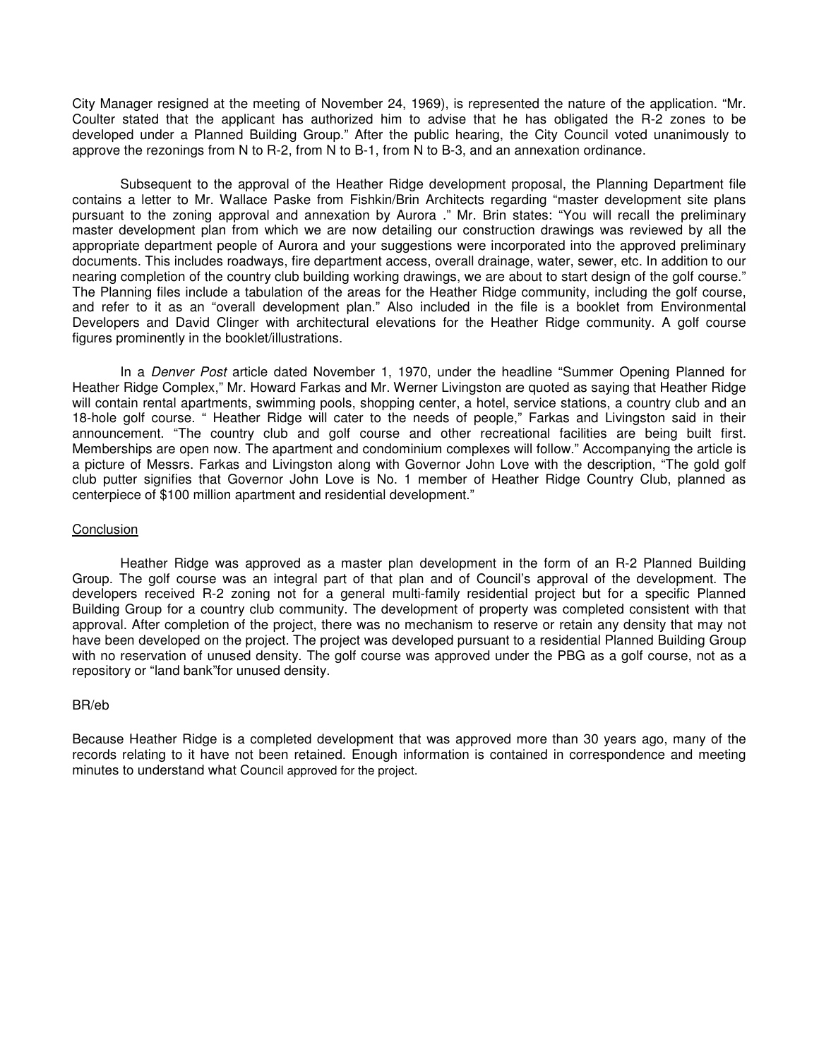City Manager resigned at the meeting of November 24, 1969), is represented the nature of the application. "Mr. Coulter stated that the applicant has authorized him to advise that he has obligated the R-2 zones to be developed under a Planned Building Group." After the public hearing, the City Council voted unanimously to approve the rezonings from N to R-2, from N to B-1, from N to B-3, and an annexation ordinance.

Subsequent to the approval of the Heather Ridge development proposal, the Planning Department file contains a letter to Mr. Wallace Paske from Fishkin/Brin Architects regarding "master development site plans pursuant to the zoning approval and annexation by Aurora ." Mr. Brin states: "You will recall the preliminary master development plan from which we are now detailing our construction drawings was reviewed by all the appropriate department people of Aurora and your suggestions were incorporated into the approved preliminary documents. This includes roadways, fire department access, overall drainage, water, sewer, etc. In addition to our nearing completion of the country club building working drawings, we are about to start design of the golf course." The Planning files include a tabulation of the areas for the Heather Ridge community, including the golf course, and refer to it as an "overall development plan." Also included in the file is a booklet from Environmental Developers and David Clinger with architectural elevations for the Heather Ridge community. A golf course figures prominently in the booklet/illustrations.

In a *Denver Post* article dated November 1, 1970, under the headline "Summer Opening Planned for Heather Ridge Complex," Mr. Howard Farkas and Mr. Werner Livingston are quoted as saying that Heather Ridge will contain rental apartments, swimming pools, shopping center, a hotel, service stations, a country club and an 18-hole golf course. " Heather Ridge will cater to the needs of people," Farkas and Livingston said in their announcement. "The country club and golf course and other recreational facilities are being built first. Memberships are open now. The apartment and condominium complexes will follow." Accompanying the article is a picture of Messrs. Farkas and Livingston along with Governor John Love with the description, "The gold golf club putter signifies that Governor John Love is No. 1 member of Heather Ridge Country Club, planned as centerpiece of $100 million apartment and residential development."

<u>Conclusion</u>

Heather Ridge was approved as a master plan development in the form of an R-2 Planned Building Group. The golf course was an integral part of that plan and of Council's approval of the development. The developers received R-2 zoning not for a general multi-family residential project but for a specific Planned Building Group for a country club community. The development of property was completed consistent with that approval. After completion of the project, there was no mechanism to reserve or retain any density that may not have been developed on the project. The project was developed pursuant to a residential Planned Building Group with no reservation of unused density. The golf course was approved under the PBG as a golf course, not as a repository or "land bank"for unused density.

BR/eb

Because Heather Ridge is a completed development that was approved more than 30 years ago, many of the records relating to it have not been retained. Enough information is contained in correspondence and meeting minutes to understand what Council approved for the project.